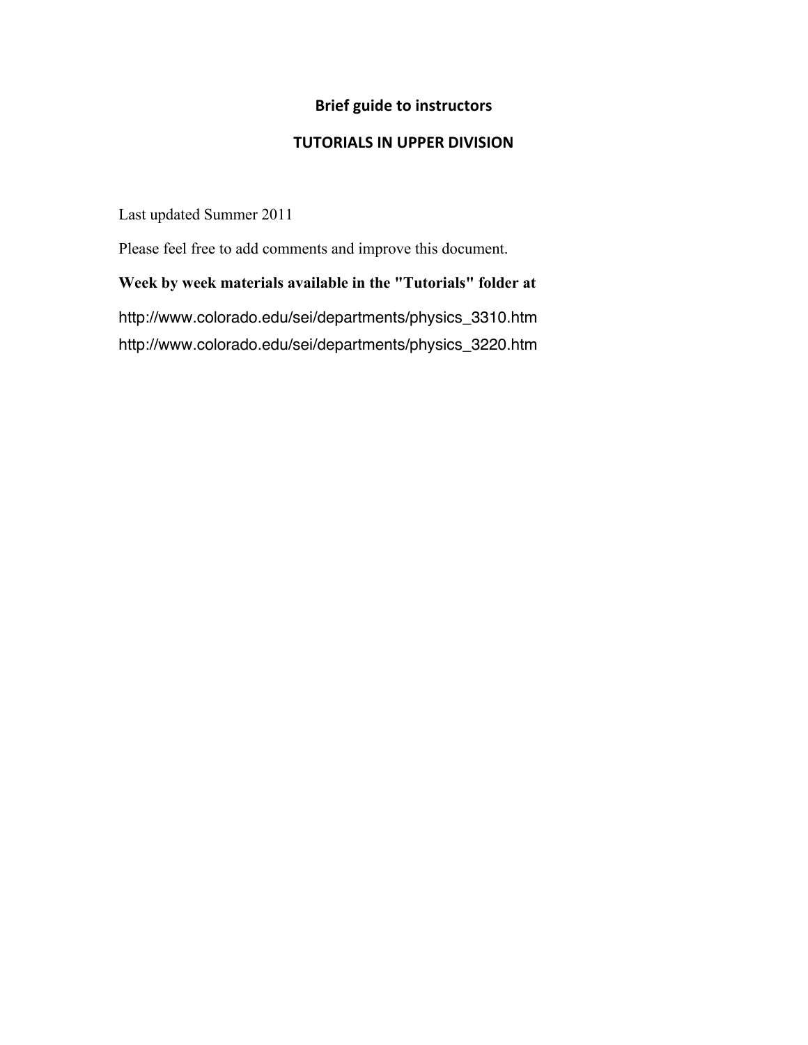# Brief guide to instructors

## TUTORIALS IN UPPER DIVISION

Last updated Summer 2011

Please feel free to add comments and improve this document.

**Week by week materials available in the "Tutorials" folder at**

http://www.colorado.edu/sei/departments/physics_3310.htm

http://www.colorado.edu/sei/departments/physics_3220.htm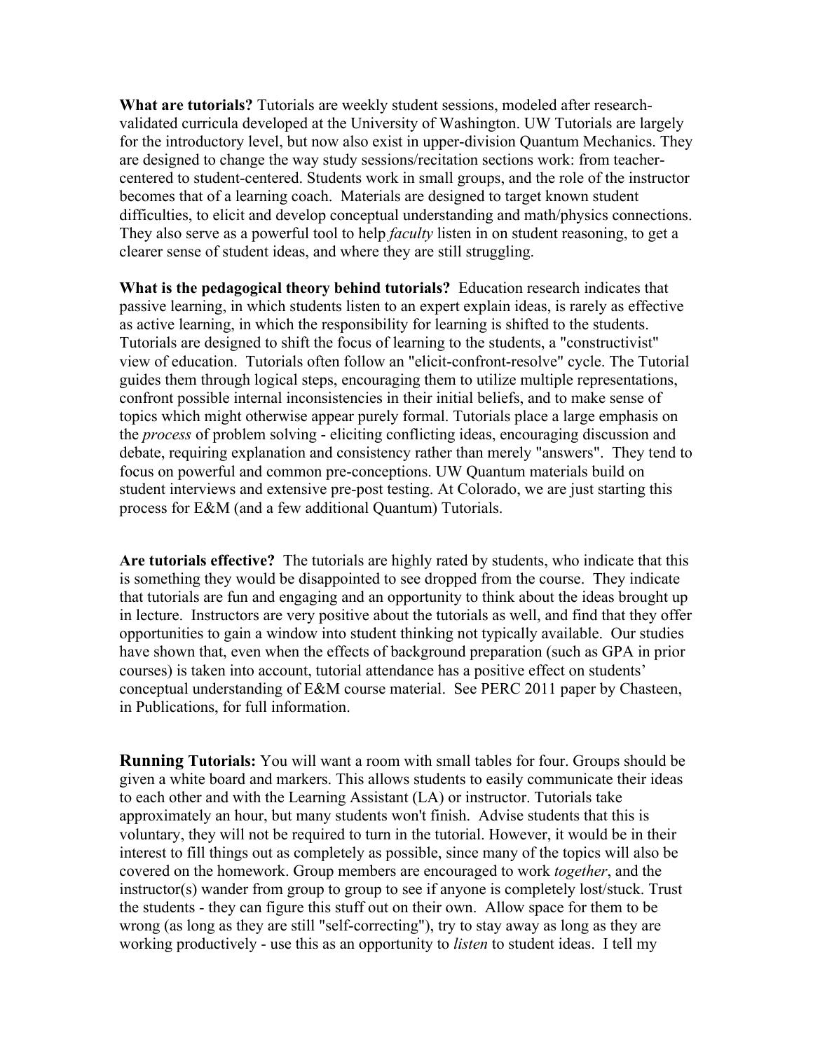**What are tutorials?** Tutorials are weekly student sessions, modeled after research-validated curricula developed at the University of Washington. UW Tutorials are largely for the introductory level, but now also exist in upper-division Quantum Mechanics. They are designed to change the way study sessions/recitation sections work: from teacher-centered to student-centered. Students work in small groups, and the role of the instructor becomes that of a learning coach. Materials are designed to target known student difficulties, to elicit and develop conceptual understanding and math/physics connections. They also serve as a powerful tool to help *faculty* listen in on student reasoning, to get a clearer sense of student ideas, and where they are still struggling.

**What is the pedagogical theory behind tutorials?** Education research indicates that passive learning, in which students listen to an expert explain ideas, is rarely as effective as active learning, in which the responsibility for learning is shifted to the students. Tutorials are designed to shift the focus of learning to the students, a "constructivist" view of education. Tutorials often follow an "elicit-confront-resolve" cycle. The Tutorial guides them through logical steps, encouraging them to utilize multiple representations, confront possible internal inconsistencies in their initial beliefs, and to make sense of topics which might otherwise appear purely formal. Tutorials place a large emphasis on the *process* of problem solving - eliciting conflicting ideas, encouraging discussion and debate, requiring explanation and consistency rather than merely "answers". They tend to focus on powerful and common pre-conceptions. UW Quantum materials build on student interviews and extensive pre-post testing. At Colorado, we are just starting this process for E&M (and a few additional Quantum) Tutorials.

**Are tutorials effective?** The tutorials are highly rated by students, who indicate that this is something they would be disappointed to see dropped from the course. They indicate that tutorials are fun and engaging and an opportunity to think about the ideas brought up in lecture. Instructors are very positive about the tutorials as well, and find that they offer opportunities to gain a window into student thinking not typically available. Our studies have shown that, even when the effects of background preparation (such as GPA in prior courses) is taken into account, tutorial attendance has a positive effect on students' conceptual understanding of E&M course material. See PERC 2011 paper by Chasteen, in Publications, for full information.

**Running Tutorials:** You will want a room with small tables for four. Groups should be given a white board and markers. This allows students to easily communicate their ideas to each other and with the Learning Assistant (LA) or instructor. Tutorials take approximately an hour, but many students won't finish. Advise students that this is voluntary, they will not be required to turn in the tutorial. However, it would be in their interest to fill things out as completely as possible, since many of the topics will also be covered on the homework. Group members are encouraged to work *together*, and the instructor(s) wander from group to group to see if anyone is completely lost/stuck. Trust the students - they can figure this stuff out on their own. Allow space for them to be wrong (as long as they are still "self-correcting"), try to stay away as long as they are working productively - use this as an opportunity to *listen* to student ideas. I tell my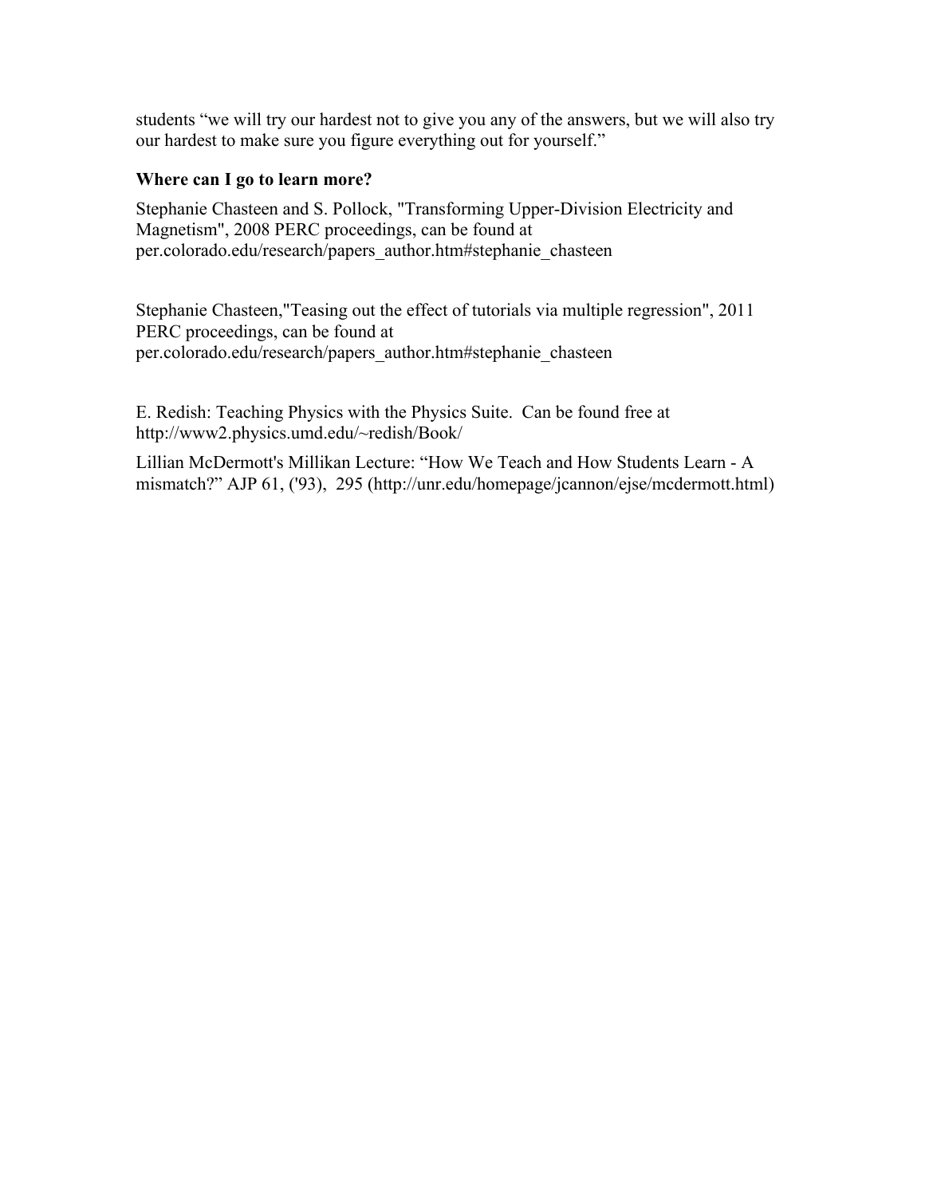students "we will try our hardest not to give you any of the answers, but we will also try our hardest to make sure you figure everything out for yourself."

### Where can I go to learn more?

Stephanie Chasteen and S. Pollock, "Transforming Upper-Division Electricity and Magnetism", 2008 PERC proceedings, can be found at per.colorado.edu/research/papers_author.htm#stephanie_chasteen

Stephanie Chasteen,"Teasing out the effect of tutorials via multiple regression", 2011 PERC proceedings, can be found at per.colorado.edu/research/papers_author.htm#stephanie_chasteen

E. Redish: Teaching Physics with the Physics Suite. Can be found free at http://www2.physics.umd.edu/~redish/Book/

Lillian McDermott's Millikan Lecture: "How We Teach and How Students Learn - A mismatch?" AJP 61, ('93), 295 (http://unr.edu/homepage/jcannon/ejse/mcdermott.html)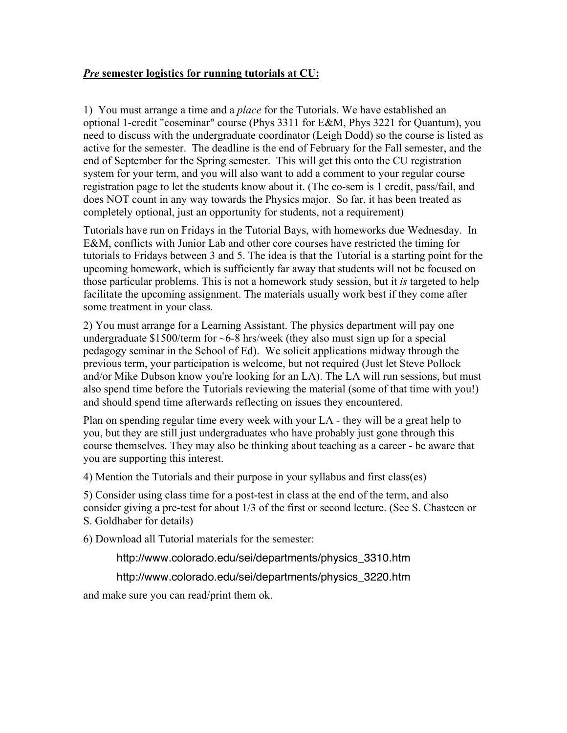***Pre* semester logistics for running tutorials at CU:**

1) You must arrange a time and a *place* for the Tutorials. We have established an optional 1-credit "coseminar" course (Phys 3311 for E&M, Phys 3221 for Quantum), you need to discuss with the undergraduate coordinator (Leigh Dodd) so the course is listed as active for the semester. The deadline is the end of February for the Fall semester, and the end of September for the Spring semester. This will get this onto the CU registration system for your term, and you will also want to add a comment to your regular course registration page to let the students know about it. (The co-sem is 1 credit, pass/fail, and does NOT count in any way towards the Physics major. So far, it has been treated as completely optional, just an opportunity for students, not a requirement)

Tutorials have run on Fridays in the Tutorial Bays, with homeworks due Wednesday. In E&M, conflicts with Junior Lab and other core courses have restricted the timing for tutorials to Fridays between 3 and 5. The idea is that the Tutorial is a starting point for the upcoming homework, which is sufficiently far away that students will not be focused on those particular problems. This is not a homework study session, but it *is* targeted to help facilitate the upcoming assignment. The materials usually work best if they come after some treatment in your class.

2) You must arrange for a Learning Assistant. The physics department will pay one undergraduate $1500/term for ~6-8 hrs/week (they also must sign up for a special pedagogy seminar in the School of Ed). We solicit applications midway through the previous term, your participation is welcome, but not required (Just let Steve Pollock and/or Mike Dubson know you're looking for an LA). The LA will run sessions, but must also spend time before the Tutorials reviewing the material (some of that time with you!) and should spend time afterwards reflecting on issues they encountered.

Plan on spending regular time every week with your LA - they will be a great help to you, but they are still just undergraduates who have probably just gone through this course themselves. They may also be thinking about teaching as a career - be aware that you are supporting this interest.

4) Mention the Tutorials and their purpose in your syllabus and first class(es)

5) Consider using class time for a post-test in class at the end of the term, and also consider giving a pre-test for about 1/3 of the first or second lecture. (See S. Chasteen or S. Goldhaber for details)

6) Download all Tutorial materials for the semester:

http://www.colorado.edu/sei/departments/physics_3310.htm

http://www.colorado.edu/sei/departments/physics_3220.htm

and make sure you can read/print them ok.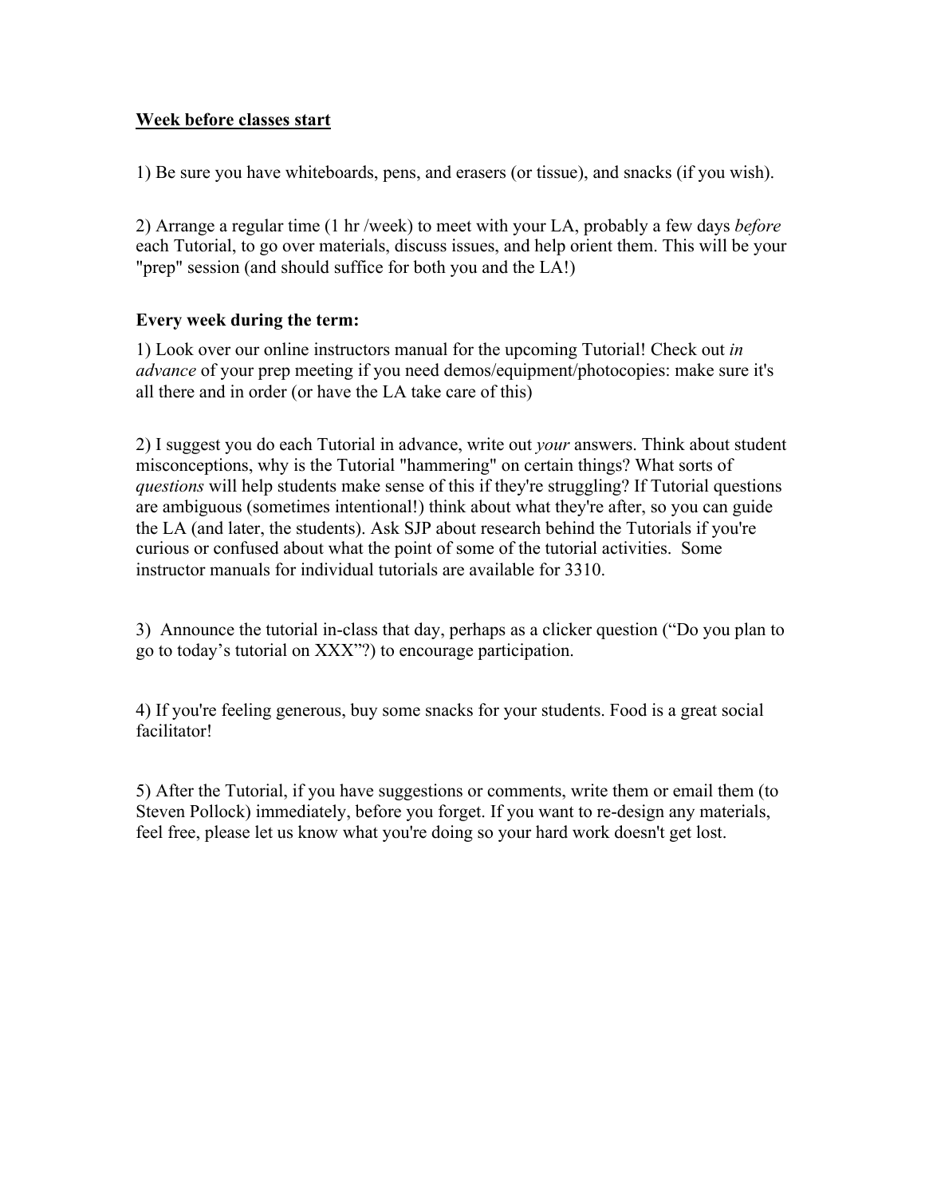<u>**Week before classes start**</u>

1) Be sure you have whiteboards, pens, and erasers (or tissue), and snacks (if you wish).

2) Arrange a regular time (1 hr /week) to meet with your LA, probably a few days *before* each Tutorial, to go over materials, discuss issues, and help orient them. This will be your "prep" session (and should suffice for both you and the LA!)

**Every week during the term:**

1) Look over our online instructors manual for the upcoming Tutorial! Check out *in advance* of your prep meeting if you need demos/equipment/photocopies: make sure it's all there and in order (or have the LA take care of this)

2) I suggest you do each Tutorial in advance, write out *your* answers. Think about student misconceptions, why is the Tutorial "hammering" on certain things? What sorts of *questions* will help students make sense of this if they're struggling? If Tutorial questions are ambiguous (sometimes intentional!) think about what they're after, so you can guide the LA (and later, the students). Ask SJP about research behind the Tutorials if you're curious or confused about what the point of some of the tutorial activities. Some instructor manuals for individual tutorials are available for 3310.

3) Announce the tutorial in-class that day, perhaps as a clicker question ("Do you plan to go to today's tutorial on XXX"?) to encourage participation.

4) If you're feeling generous, buy some snacks for your students. Food is a great social facilitator!

5) After the Tutorial, if you have suggestions or comments, write them or email them (to Steven Pollock) immediately, before you forget. If you want to re-design any materials, feel free, please let us know what you're doing so your hard work doesn't get lost.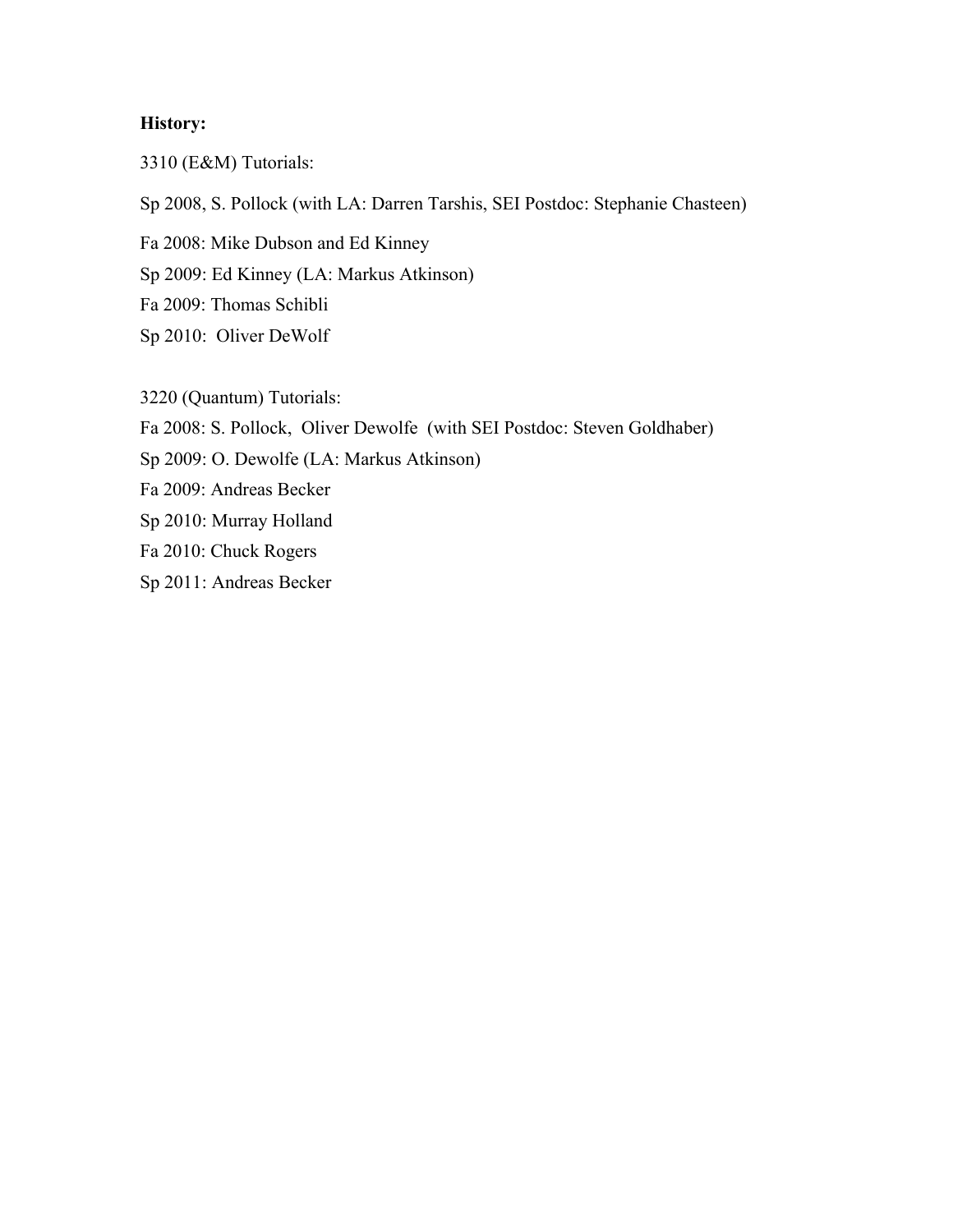**History:**

3310 (E&M) Tutorials:

Sp 2008, S. Pollock (with LA: Darren Tarshis, SEI Postdoc: Stephanie Chasteen)

Fa 2008: Mike Dubson and Ed Kinney

Sp 2009: Ed Kinney (LA: Markus Atkinson)

Fa 2009: Thomas Schibli

Sp 2010: Oliver DeWolf

3220 (Quantum) Tutorials:

Fa 2008: S. Pollock, Oliver Dewolfe (with SEI Postdoc: Steven Goldhaber)

Sp 2009: O. Dewolfe (LA: Markus Atkinson)

Fa 2009: Andreas Becker

Sp 2010: Murray Holland

Fa 2010: Chuck Rogers

Sp 2011: Andreas Becker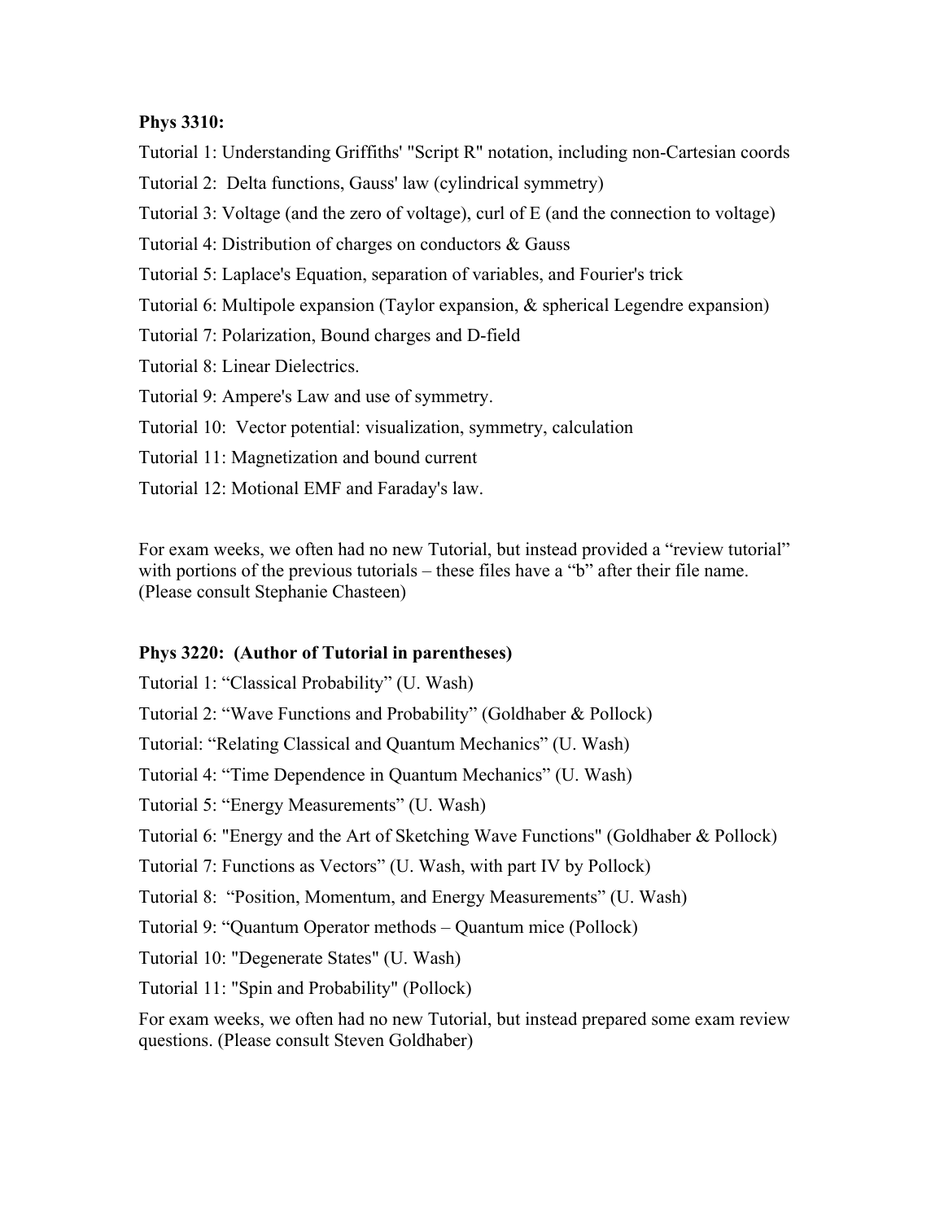**Phys 3310:**

Tutorial 1: Understanding Griffiths' "Script R" notation, including non-Cartesian coords

Tutorial 2: Delta functions, Gauss' law (cylindrical symmetry)

Tutorial 3: Voltage (and the zero of voltage), curl of E (and the connection to voltage)

Tutorial 4: Distribution of charges on conductors & Gauss

Tutorial 5: Laplace's Equation, separation of variables, and Fourier's trick

Tutorial 6: Multipole expansion (Taylor expansion, & spherical Legendre expansion)

Tutorial 7: Polarization, Bound charges and D-field

Tutorial 8: Linear Dielectrics.

Tutorial 9: Ampere's Law and use of symmetry.

Tutorial 10: Vector potential: visualization, symmetry, calculation

Tutorial 11: Magnetization and bound current

Tutorial 12: Motional EMF and Faraday's law.

For exam weeks, we often had no new Tutorial, but instead provided a "review tutorial" with portions of the previous tutorials – these files have a "b" after their file name. (Please consult Stephanie Chasteen)

**Phys 3220: (Author of Tutorial in parentheses)**

Tutorial 1: "Classical Probability" (U. Wash)

Tutorial 2: "Wave Functions and Probability" (Goldhaber & Pollock)

Tutorial: "Relating Classical and Quantum Mechanics" (U. Wash)

Tutorial 4: "Time Dependence in Quantum Mechanics" (U. Wash)

Tutorial 5: "Energy Measurements" (U. Wash)

Tutorial 6: "Energy and the Art of Sketching Wave Functions" (Goldhaber & Pollock)

Tutorial 7: Functions as Vectors" (U. Wash, with part IV by Pollock)

Tutorial 8: "Position, Momentum, and Energy Measurements" (U. Wash)

Tutorial 9: "Quantum Operator methods – Quantum mice (Pollock)

Tutorial 10: "Degenerate States" (U. Wash)

Tutorial 11: "Spin and Probability" (Pollock)

For exam weeks, we often had no new Tutorial, but instead prepared some exam review questions. (Please consult Steven Goldhaber)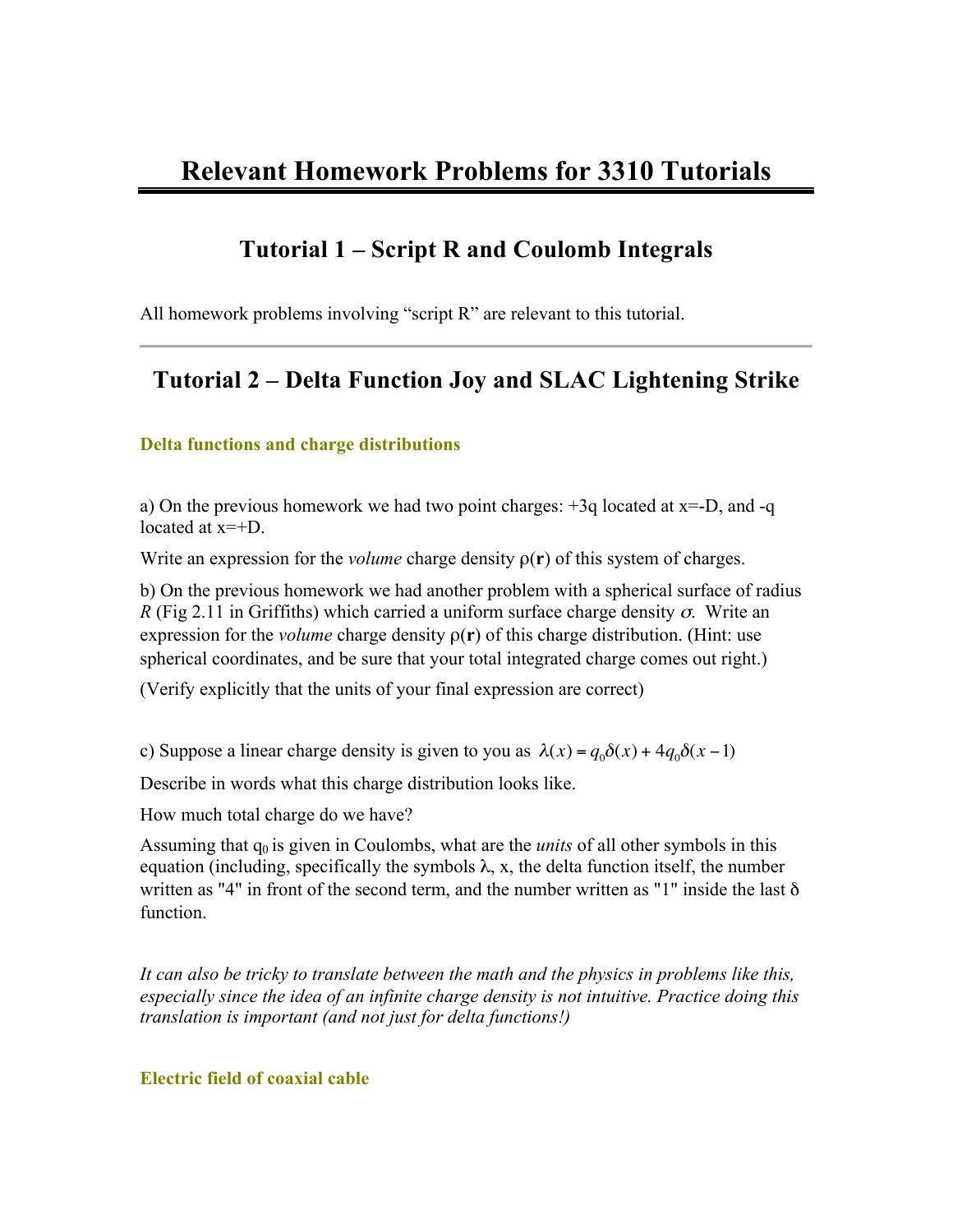# Relevant Homework Problems for 3310 Tutorials

## Tutorial 1 – Script R and Coulomb Integrals

All homework problems involving "script R" are relevant to this tutorial.

---

## Tutorial 2 – Delta Function Joy and SLAC Lightening Strike

### Delta functions and charge distributions

a) On the previous homework we had two point charges: +3q located at x=-D, and -q located at x=+D.

Write an expression for the *volume* charge density $\rho(\mathbf{r})$ of this system of charges.

b) On the previous homework we had another problem with a spherical surface of radius *R* (Fig 2.11 in Griffiths) which carried a uniform surface charge density $\sigma$. Write an expression for the *volume* charge density $\rho(\mathbf{r})$ of this charge distribution. (Hint: use spherical coordinates, and be sure that your total integrated charge comes out right.)

(Verify explicitly that the units of your final expression are correct)

c) Suppose a linear charge density is given to you as $\lambda(x) = q_0\delta(x) + 4q_0\delta(x-1)$

Describe in words what this charge distribution looks like.

How much total charge do we have?

Assuming that $q_0$ is given in Coulombs, what are the *units* of all other symbols in this equation (including, specifically the symbols $\lambda$, x, the delta function itself, the number written as "4" in front of the second term, and the number written as "1" inside the last $\delta$ function.

*It can also be tricky to translate between the math and the physics in problems like this, especially since the idea of an infinite charge density is not intuitive. Practice doing this translation is important (and not just for delta functions!)*

### Electric field of coaxial cable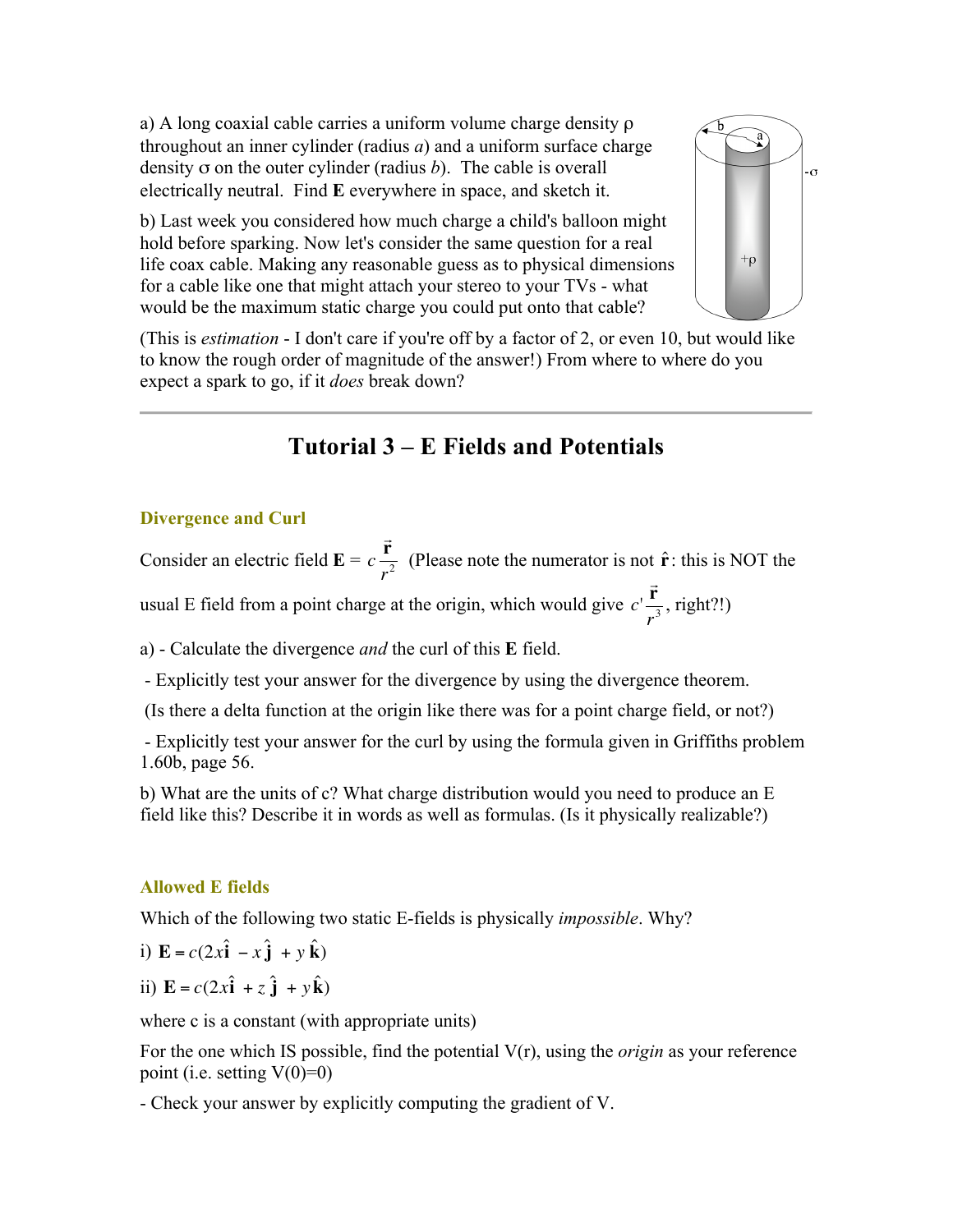a) A long coaxial cable carries a uniform volume charge density ρ throughout an inner cylinder (radius *a*) and a uniform surface charge density σ on the outer cylinder (radius *b*). The cable is overall electrically neutral. Find **E** everywhere in space, and sketch it.

b) Last week you considered how much charge a child's balloon might hold before sparking. Now let's consider the same question for a real life coax cable. Making any reasonable guess as to physical dimensions for a cable like one that might attach your stereo to your TVs - what would be the maximum static charge you could put onto that cable?

(This is *estimation* - I don't care if you're off by a factor of 2, or even 10, but would like to know the rough order of magnitude of the answer!) From where to where do you expect a spark to go, if it *does* break down?

---

# Tutorial 3 – E Fields and Potentials

### Divergence and Curl

Consider an electric field $\mathbf{E} = c\frac{\vec{\mathbf{r}}}{r^2}$ (Please note the numerator is not $\hat{\mathbf{r}}$: this is NOT the usual E field from a point charge at the origin, which would give $c'\frac{\vec{\mathbf{r}}}{r^3}$, right?!)

a) - Calculate the divergence *and* the curl of this **E** field.

- Explicitly test your answer for the divergence by using the divergence theorem.

(Is there a delta function at the origin like there was for a point charge field, or not?)

- Explicitly test your answer for the curl by using the formula given in Griffiths problem 1.60b, page 56.

b) What are the units of c? What charge distribution would you need to produce an E field like this? Describe it in words as well as formulas. (Is it physically realizable?)

### Allowed E fields

Which of the following two static E-fields is physically *impossible*. Why?

i) $\mathbf{E} = c(2x\hat{\mathbf{i}} - x\hat{\mathbf{j}} + y\hat{\mathbf{k}})$

ii) $\mathbf{E} = c(2x\hat{\mathbf{i}} + z\hat{\mathbf{j}} + y\hat{\mathbf{k}})$

where c is a constant (with appropriate units)

For the one which IS possible, find the potential V(r), using the *origin* as your reference point (i.e. setting V(0)=0)

- Check your answer by explicitly computing the gradient of V.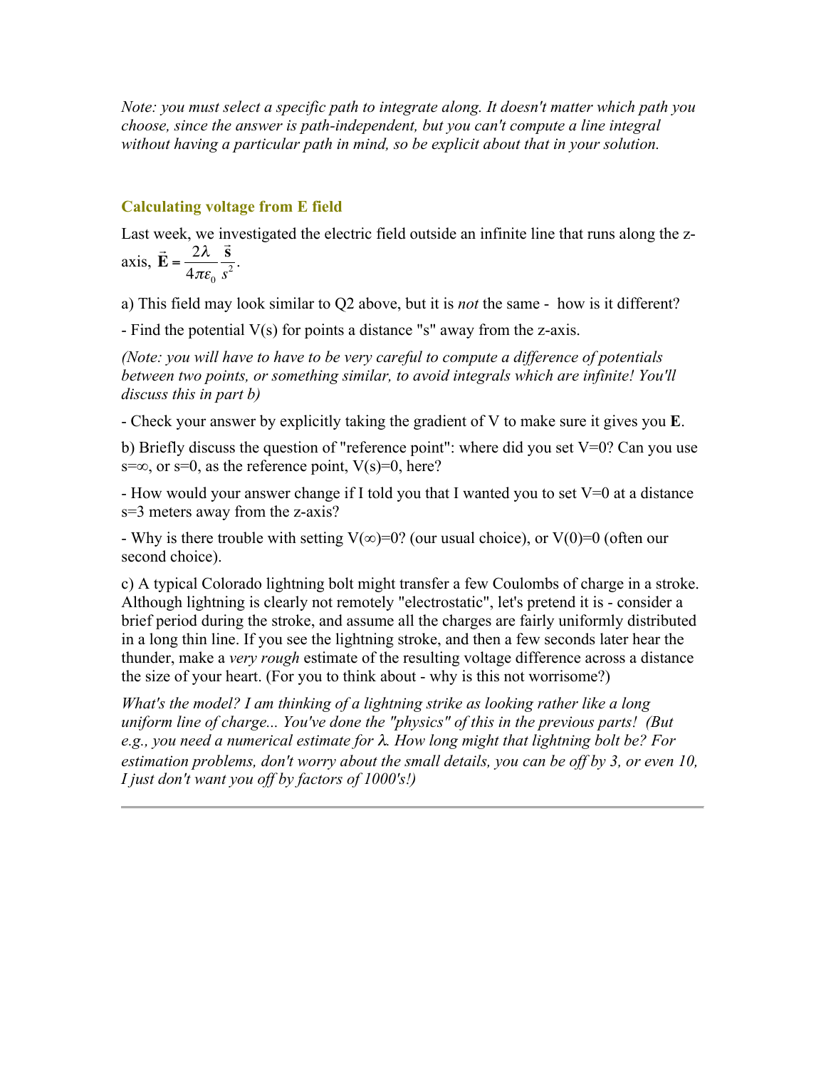*Note: you must select a specific path to integrate along. It doesn't matter which path you choose, since the answer is path-independent, but you can't compute a line integral without having a particular path in mind, so be explicit about that in your solution.*

### Calculating voltage from E field

Last week, we investigated the electric field outside an infinite line that runs along the z-axis, $\vec{\mathbf{E}} = \dfrac{2\lambda}{4\pi\varepsilon_0}\dfrac{\vec{\mathbf{s}}}{s^2}$.

a) This field may look similar to Q2 above, but it is *not* the same - how is it different?

- Find the potential V(s) for points a distance "s" away from the z-axis.

*(Note: you will have to have to be very careful to compute a difference of potentials between two points, or something similar, to avoid integrals which are infinite! You'll discuss this in part b)*

- Check your answer by explicitly taking the gradient of V to make sure it gives you **E**.

b) Briefly discuss the question of "reference point": where did you set V=0? Can you use s=∞, or s=0, as the reference point, V(s)=0, here?

- How would your answer change if I told you that I wanted you to set V=0 at a distance s=3 meters away from the z-axis?

- Why is there trouble with setting V(∞)=0? (our usual choice), or V(0)=0 (often our second choice).

c) A typical Colorado lightning bolt might transfer a few Coulombs of charge in a stroke. Although lightning is clearly not remotely "electrostatic", let's pretend it is - consider a brief period during the stroke, and assume all the charges are fairly uniformly distributed in a long thin line. If you see the lightning stroke, and then a few seconds later hear the thunder, make a *very rough* estimate of the resulting voltage difference across a distance the size of your heart. (For you to think about - why is this not worrisome?)

*What's the model? I am thinking of a lightning strike as looking rather like a long uniform line of charge... You've done the "physics" of this in the previous parts! (But e.g., you need a numerical estimate for λ. How long might that lightning bolt be? For estimation problems, don't worry about the small details, you can be off by 3, or even 10, I just don't want you off by factors of 1000's!)*

---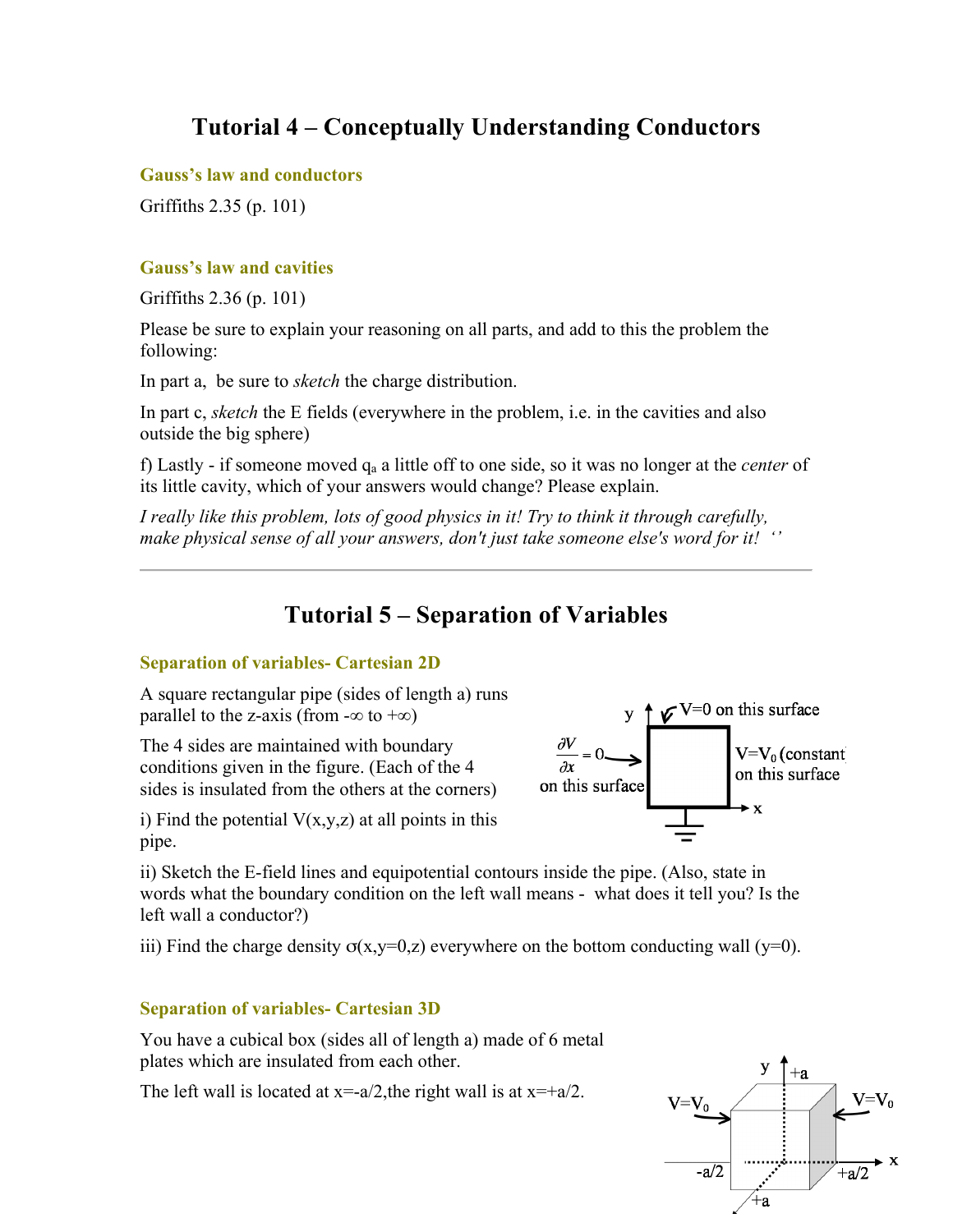# Tutorial 4 – Conceptually Understanding Conductors

### Gauss's law and conductors

Griffiths 2.35 (p. 101)

### Gauss's law and cavities

Griffiths 2.36 (p. 101)

Please be sure to explain your reasoning on all parts, and add to this the problem the following:

In part a, be sure to *sketch* the charge distribution.

In part c, *sketch* the E fields (everywhere in the problem, i.e. in the cavities and also outside the big sphere)

f) Lastly - if someone moved $q_a$ a little off to one side, so it was no longer at the *center* of its little cavity, which of your answers would change? Please explain.

*I really like this problem, lots of good physics in it! Try to think it through carefully, make physical sense of all your answers, don't just take someone else's word for it!* ‘’

---

# Tutorial 5 – Separation of Variables

### Separation of variables- Cartesian 2D

A square rectangular pipe (sides of length a) runs parallel to the z-axis (from -∞ to +∞)

The 4 sides are maintained with boundary conditions given in the figure. (Each of the 4 sides is insulated from the others at the corners)

y; V=0 on this surface; $\frac{\partial V}{\partial x} = 0$ on this surface; $V=V_0$ (constant) on this surface; x

i) Find the potential V(x,y,z) at all points in this pipe.

ii) Sketch the E-field lines and equipotential contours inside the pipe. (Also, state in words what the boundary condition on the left wall means - what does it tell you? Is the left wall a conductor?)

iii) Find the charge density $\sigma(x,y=0,z)$ everywhere on the bottom conducting wall (y=0).

### Separation of variables- Cartesian 3D

You have a cubical box (sides all of length a) made of 6 metal plates which are insulated from each other.

The left wall is located at x=-a/2,the right wall is at x=+a/2.

$V=V_0$; $V=V_0$; y; +a; x; -a/2; +a/2; +a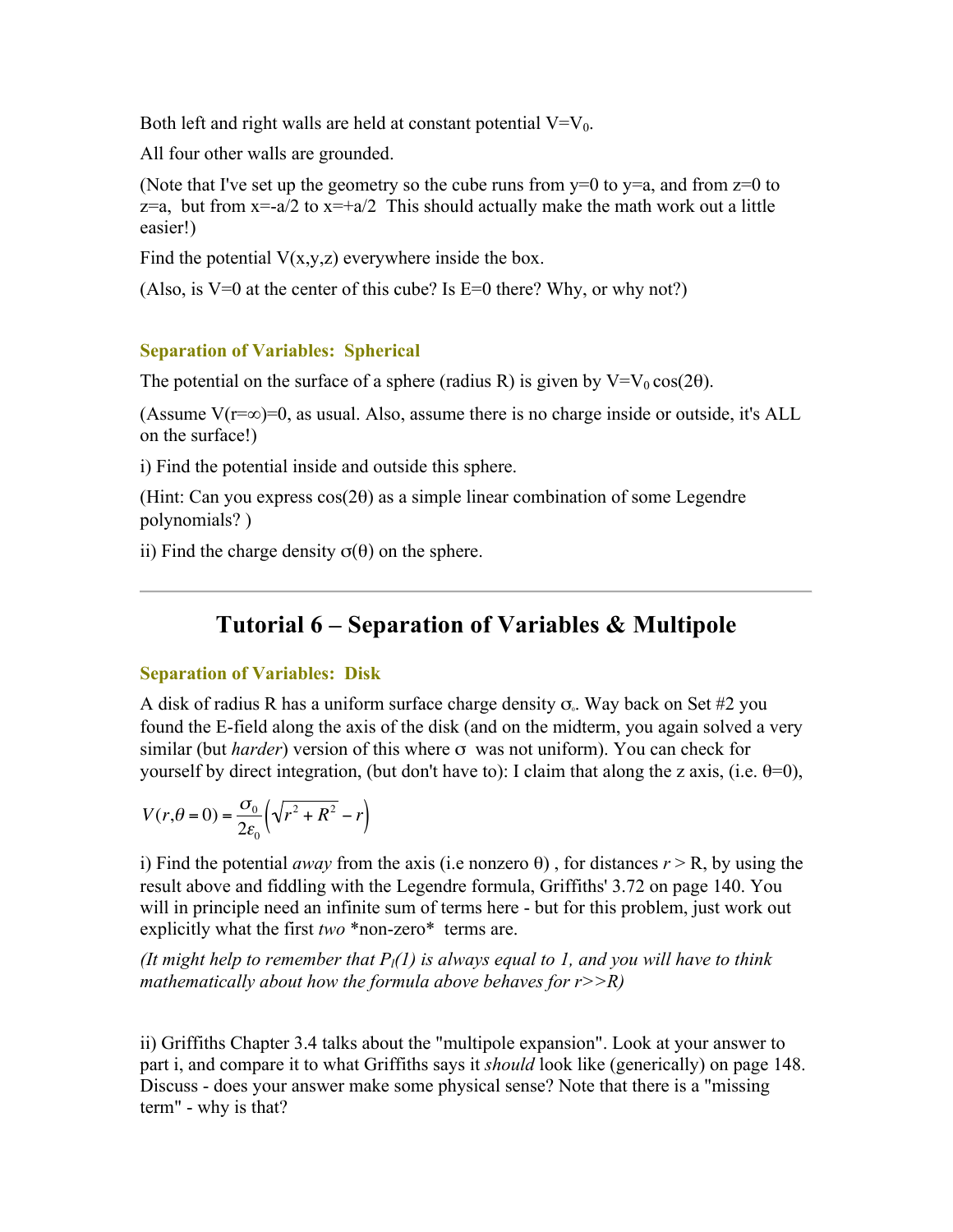Both left and right walls are held at constant potential $V=V_0$.

All four other walls are grounded.

(Note that I've set up the geometry so the cube runs from y=0 to y=a, and from z=0 to z=a, but from x=-a/2 to x=+a/2 This should actually make the math work out a little easier!)

Find the potential V(x,y,z) everywhere inside the box.

(Also, is V=0 at the center of this cube? Is E=0 there? Why, or why not?)

### Separation of Variables: Spherical

The potential on the surface of a sphere (radius R) is given by $V=V_0 \cos(2\theta)$.

(Assume $V(r=\infty)=0$, as usual. Also, assume there is no charge inside or outside, it's ALL on the surface!)

i) Find the potential inside and outside this sphere.

(Hint: Can you express $\cos(2\theta)$ as a simple linear combination of some Legendre polynomials? )

ii) Find the charge density $\sigma(\theta)$ on the sphere.

---

## Tutorial 6 – Separation of Variables & Multipole

### Separation of Variables: Disk

A disk of radius R has a uniform surface charge density $\sigma_0$. Way back on Set #2 you found the E-field along the axis of the disk (and on the midterm, you again solved a very similar (but *harder*) version of this where $\sigma$ was not uniform). You can check for yourself by direct integration, (but don't have to): I claim that along the z axis, (i.e. $\theta=0$),

$$V(r,\theta=0)=\frac{\sigma_0}{2\varepsilon_0}\left(\sqrt{r^2+R^2}-r\right)$$

i) Find the potential *away* from the axis (i.e nonzero $\theta$) , for distances $r > R$, by using the result above and fiddling with the Legendre formula, Griffiths' 3.72 on page 140. You will in principle need an infinite sum of terms here - but for this problem, just work out explicitly what the first *two* *non-zero* terms are.

*(It might help to remember that $P_l(1)$ is always equal to 1, and you will have to think mathematically about how the formula above behaves for r>>R)*

ii) Griffiths Chapter 3.4 talks about the "multipole expansion". Look at your answer to part i, and compare it to what Griffiths says it *should* look like (generically) on page 148. Discuss - does your answer make some physical sense? Note that there is a "missing term" - why is that?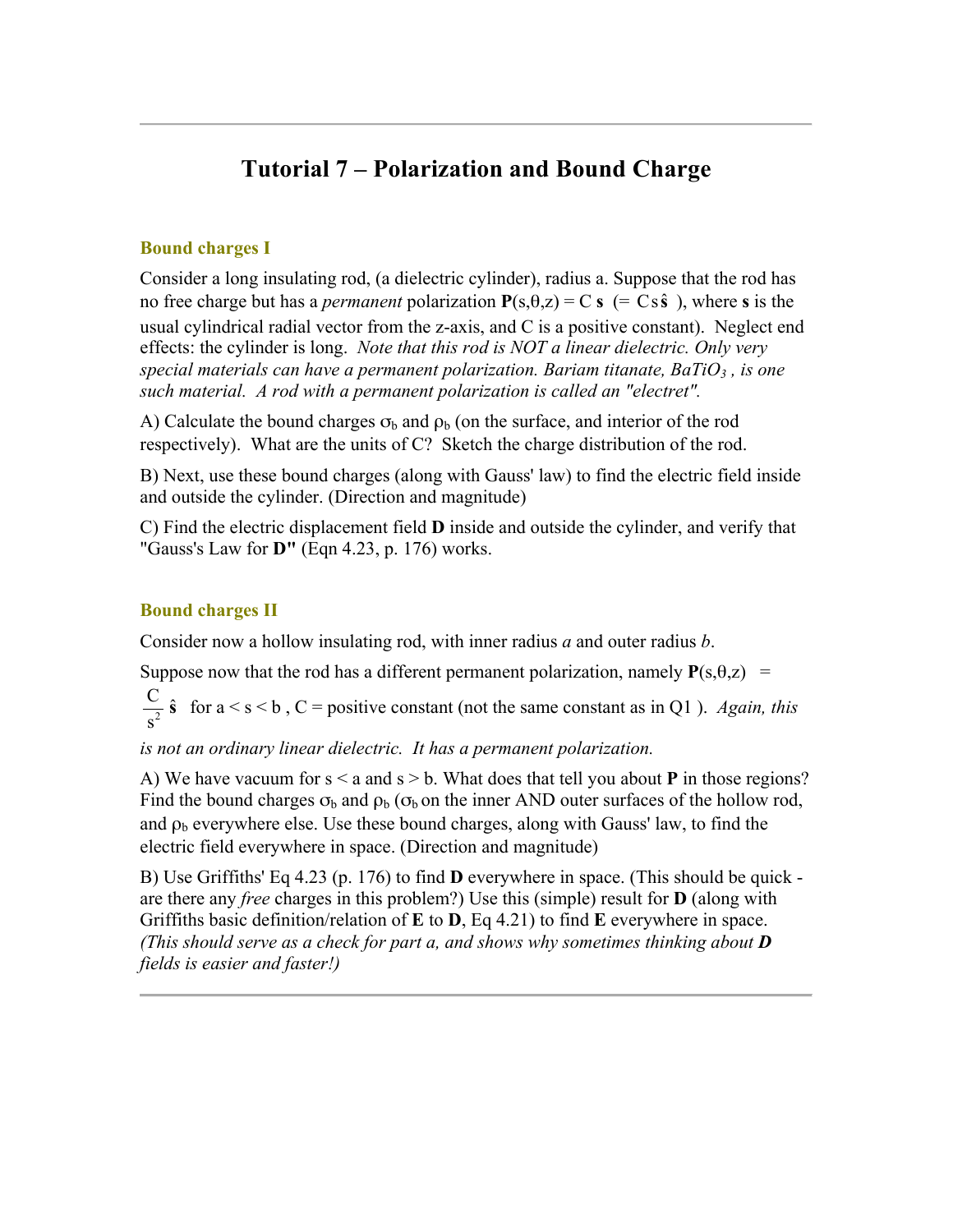# Tutorial 7 – Polarization and Bound Charge

### Bound charges I

Consider a long insulating rod, (a dielectric cylinder), radius a. Suppose that the rod has no free charge but has a *permanent* polarization $\mathbf{P}(s,\theta,z) = C\,\mathbf{s}$ $(= C\,s\,\hat{\mathbf{s}}$ ), where $\mathbf{s}$ is the usual cylindrical radial vector from the z-axis, and C is a positive constant). Neglect end effects: the cylinder is long. *Note that this rod is NOT a linear dielectric. Only very special materials can have a permanent polarization. Barium titanate, $BaTiO_3$ , is one such material. A rod with a permanent polarization is called an "electret".*

A) Calculate the bound charges $\sigma_b$ and $\rho_b$ (on the surface, and interior of the rod respectively). What are the units of C? Sketch the charge distribution of the rod.

B) Next, use these bound charges (along with Gauss' law) to find the electric field inside and outside the cylinder. (Direction and magnitude)

C) Find the electric displacement field **D** inside and outside the cylinder, and verify that "Gauss's Law for **D**" (Eqn 4.23, p. 176) works.

### Bound charges II

Consider now a hollow insulating rod, with inner radius *a* and outer radius *b*.

Suppose now that the rod has a different permanent polarization, namely $\mathbf{P}(s,\theta,z) = \dfrac{C}{s^2}\,\hat{\mathbf{s}}$ for a < s < b , C = positive constant (not the same constant as in Q1 ). *Again, this is not an ordinary linear dielectric. It has a permanent polarization.*

A) We have vacuum for s < a and s > b. What does that tell you about **P** in those regions? Find the bound charges $\sigma_b$ and $\rho_b$ ($\sigma_b$ on the inner AND outer surfaces of the hollow rod, and $\rho_b$ everywhere else. Use these bound charges, along with Gauss' law, to find the electric field everywhere in space. (Direction and magnitude)

B) Use Griffiths' Eq 4.23 (p. 176) to find **D** everywhere in space. (This should be quick - are there any *free* charges in this problem?) Use this (simple) result for **D** (along with Griffiths basic definition/relation of **E** to **D**, Eq 4.21) to find **E** everywhere in space. *(This should serve as a check for part a, and shows why sometimes thinking about **D** fields is easier and faster!)*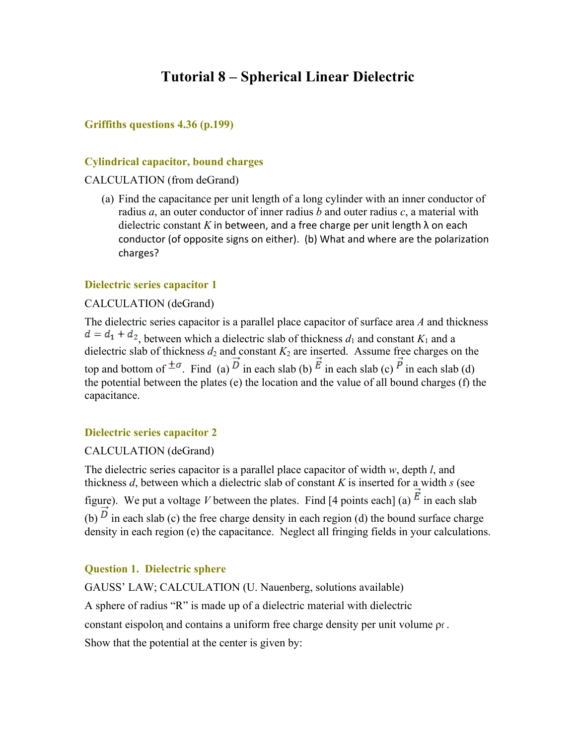# Tutorial 8 – Spherical Linear Dielectric

### Griffiths questions 4.36 (p.199)

### Cylindrical capacitor, bound charges

CALCULATION (from deGrand)

(a) Find the capacitance per unit length of a long cylinder with an inner conductor of radius *a*, an outer conductor of inner radius *b* and outer radius *c*, a material with dielectric constant *K* in between, and a free charge per unit length λ on each conductor (of opposite signs on either). (b) What and where are the polarization charges?

### Dielectric series capacitor 1

CALCULATION (deGrand)

The dielectric series capacitor is a parallel place capacitor of surface area *A* and thickness $d = d_1 + d_2$, between which a dielectric slab of thickness $d_1$ and constant $K_1$ and a dielectric slab of thickness $d_2$ and constant $K_2$ are inserted. Assume free charges on the top and bottom of $\pm\sigma$. Find (a) $\vec{D}$ in each slab (b) $\vec{E}$ in each slab (c) $\vec{P}$ in each slab (d) the potential between the plates (e) the location and the value of all bound charges (f) the capacitance.

### Dielectric series capacitor 2

CALCULATION (deGrand)

The dielectric series capacitor is a parallel place capacitor of width *w*, depth *l*, and thickness *d*, between which a dielectric slab of constant *K* is inserted for a width *s* (see figure). We put a voltage *V* between the plates. Find [4 points each] (a) $\vec{E}$ in each slab (b) $\vec{D}$ in each slab (c) the free charge density in each region (d) the bound surface charge density in each region (e) the capacitance. Neglect all fringing fields in your calculations.

### Question 1. Dielectric sphere

GAUSS' LAW; CALCULATION (U. Nauenberg, solutions available)

A sphere of radius "R" is made up of a dielectric material with dielectric constant eispolon and contains a uniform free charge density per unit volume $\rho_f$.

Show that the potential at the center is given by: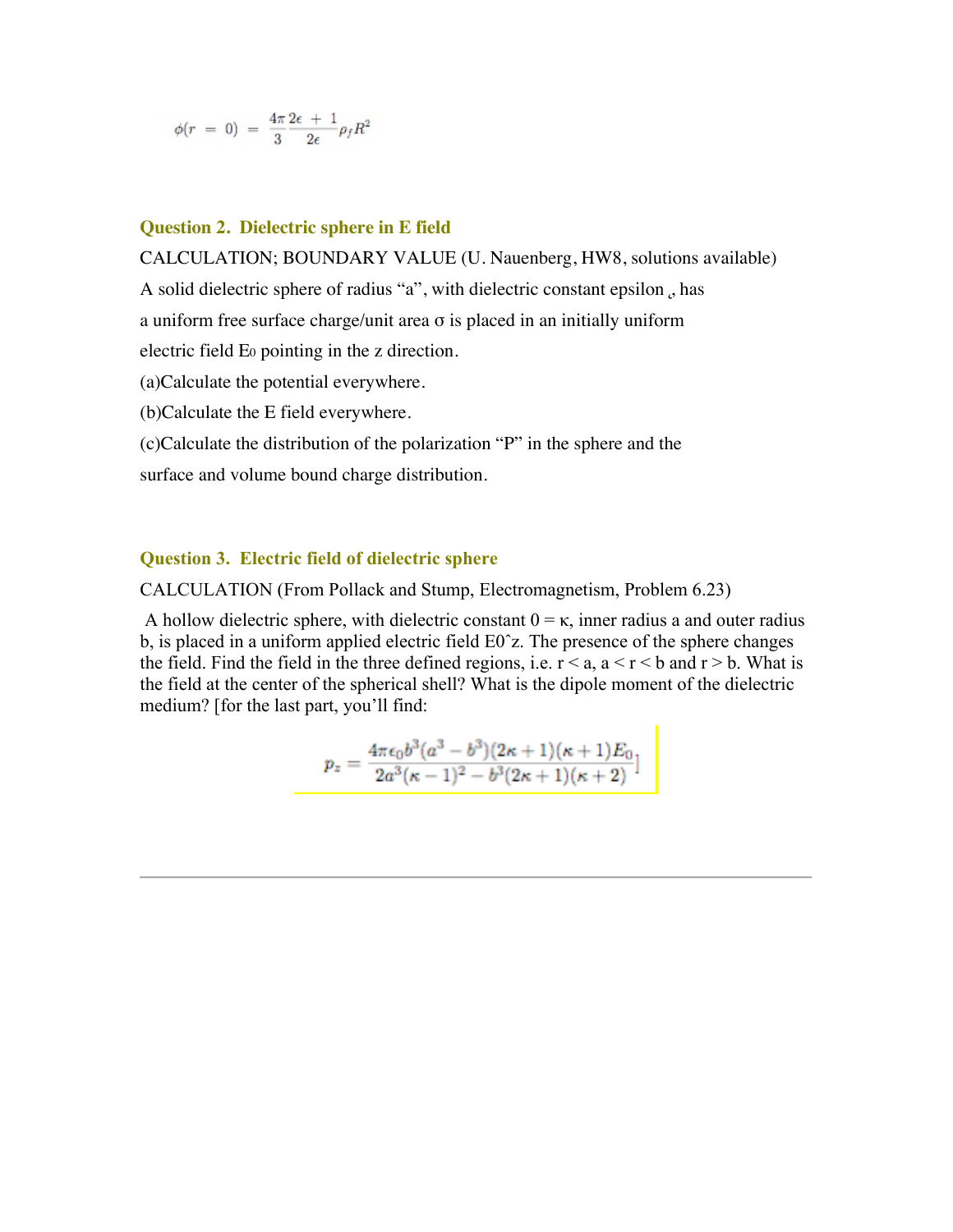$$\phi(r = 0) = \frac{4\pi}{3}\frac{2\epsilon + 1}{2\epsilon}\rho_f R^2$$

### Question 2. Dielectric sphere in E field

CALCULATION; BOUNDARY VALUE (U. Nauenberg, HW8, solutions available)

A solid dielectric sphere of radius "a", with dielectric constant epsilon ¸ has a uniform free surface charge/unit area σ is placed in an initially uniform electric field $E_0$ pointing in the z direction.

(a)Calculate the potential everywhere.

(b)Calculate the E field everywhere.

(c)Calculate the distribution of the polarization "P" in the sphere and the surface and volume bound charge distribution.

### Question 3. Electric field of dielectric sphere

CALCULATION (From Pollack and Stump, Electromagnetism, Problem 6.23)

A hollow dielectric sphere, with dielectric constant 0 = κ, inner radius a and outer radius b, is placed in a uniform applied electric field E0ˆz. The presence of the sphere changes the field. Find the field in the three defined regions, i.e. r < a, a < r < b and r > b. What is the field at the center of the spherical shell? What is the dipole moment of the dielectric medium? [for the last part, you'll find:

$$p_z = \frac{4\pi\epsilon_0 b^3(a^3 - b^3)(2\kappa + 1)(\kappa + 1)E_0}{2a^3(\kappa - 1)^2 - b^3(2\kappa + 1)(\kappa + 2)}]$$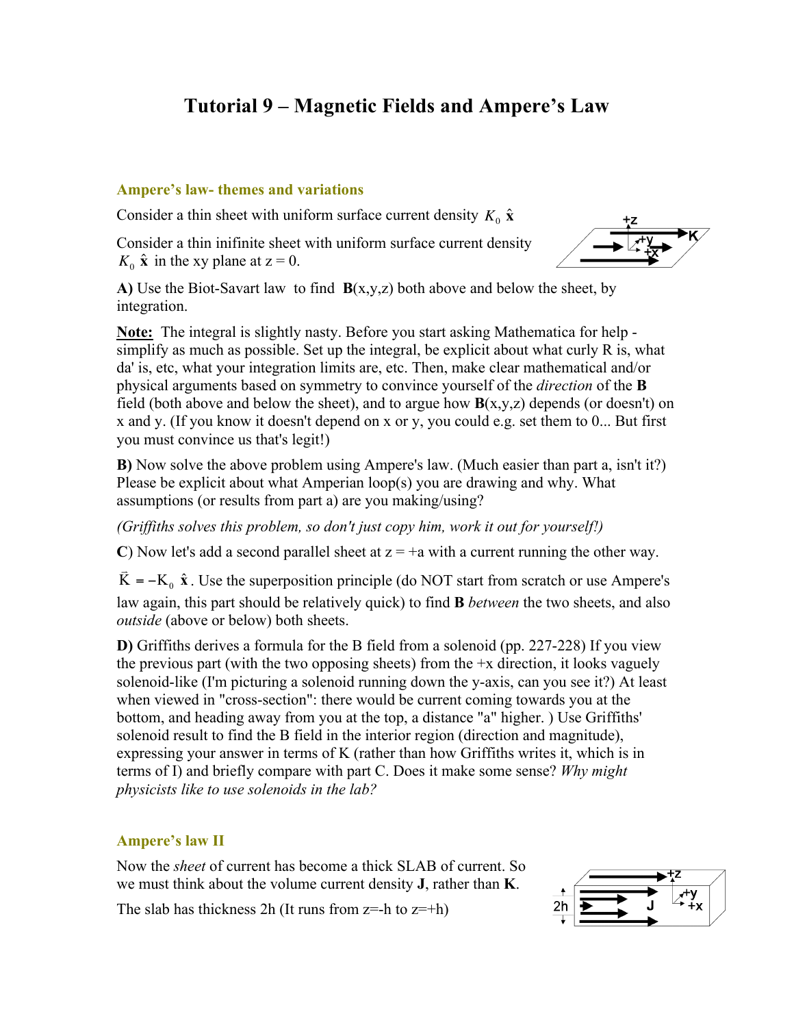# Tutorial 9 – Magnetic Fields and Ampere's Law

### Ampere's law- themes and variations

Consider a thin sheet with uniform surface current density $K_0\,\hat{\mathbf{x}}$

Consider a thin inifinite sheet with uniform surface current density $K_0\,\hat{\mathbf{x}}$ in the xy plane at z = 0.

**A)** Use the Biot-Savart law to find **B**(x,y,z) both above and below the sheet, by integration.

**Note:** The integral is slightly nasty. Before you start asking Mathematica for help - simplify as much as possible. Set up the integral, be explicit about what curly R is, what da' is, etc, what your integration limits are, etc. Then, make clear mathematical and/or physical arguments based on symmetry to convince yourself of the *direction* of the **B** field (both above and below the sheet), and to argue how **B**(x,y,z) depends (or doesn't) on x and y. (If you know it doesn't depend on x or y, you could e.g. set them to 0... But first you must convince us that's legit!)

**B)** Now solve the above problem using Ampere's law. (Much easier than part a, isn't it?) Please be explicit about what Amperian loop(s) you are drawing and why. What assumptions (or results from part a) are you making/using?

*(Griffiths solves this problem, so don't just copy him, work it out for yourself!)*

**C**) Now let's add a second parallel sheet at z = +a with a current running the other way.

$\vec{K} = -K_0\,\hat{\mathbf{x}}$. Use the superposition principle (do NOT start from scratch or use Ampere's law again, this part should be relatively quick) to find **B** *between* the two sheets, and also *outside* (above or below) both sheets.

**D)** Griffiths derives a formula for the B field from a solenoid (pp. 227-228) If you view the previous part (with the two opposing sheets) from the +x direction, it looks vaguely solenoid-like (I'm picturing a solenoid running down the y-axis, can you see it?) At least when viewed in "cross-section": there would be current coming towards you at the bottom, and heading away from you at the top, a distance "a" higher. ) Use Griffiths' solenoid result to find the B field in the interior region (direction and magnitude), expressing your answer in terms of K (rather than how Griffiths writes it, which is in terms of I) and briefly compare with part C. Does it make some sense? *Why might physicists like to use solenoids in the lab?*

### Ampere's law II

Now the *sheet* of current has become a thick SLAB of current. So we must think about the volume current density **J**, rather than **K**.

The slab has thickness 2h (It runs from z=-h to z=+h)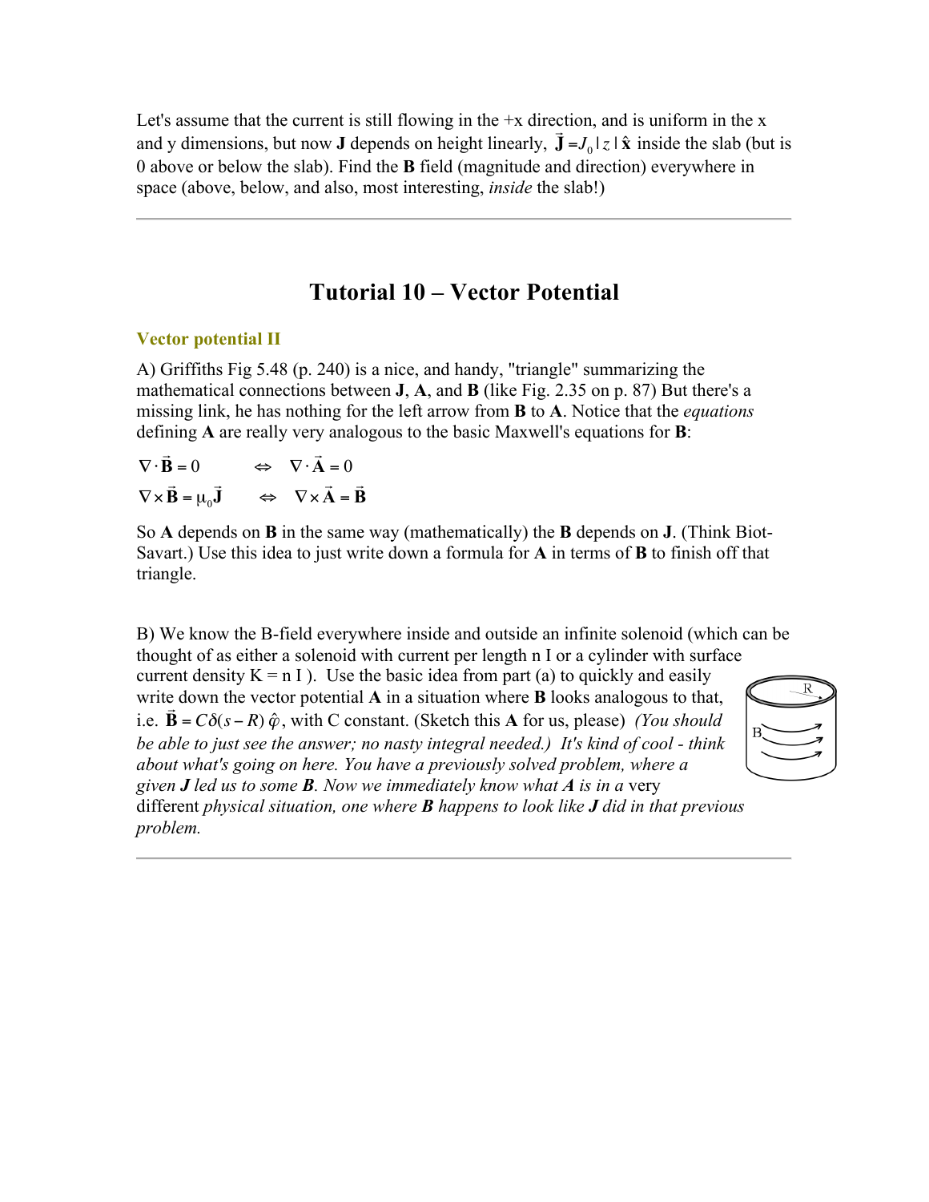Let's assume that the current is still flowing in the +x direction, and is uniform in the x and y dimensions, but now **J** depends on height linearly, $\vec{\mathbf{J}} = J_0 \,|\, z \,|\, \hat{\mathbf{x}}$ inside the slab (but is 0 above or below the slab). Find the **B** field (magnitude and direction) everywhere in space (above, below, and also, most interesting, *inside* the slab!)

---

# Tutorial 10 – Vector Potential

### Vector potential II

A) Griffiths Fig 5.48 (p. 240) is a nice, and handy, "triangle" summarizing the mathematical connections between **J**, **A**, and **B** (like Fig. 2.35 on p. 87) But there's a missing link, he has nothing for the left arrow from **B** to **A**. Notice that the *equations* defining **A** are really very analogous to the basic Maxwell's equations for **B**:

$$\nabla \cdot \vec{\mathbf{B}} = 0 \qquad \Leftrightarrow \qquad \nabla \cdot \vec{\mathbf{A}} = 0$$

$$\nabla \times \vec{\mathbf{B}} = \mu_0 \vec{\mathbf{J}} \qquad \Leftrightarrow \qquad \nabla \times \vec{\mathbf{A}} = \vec{\mathbf{B}}$$

So **A** depends on **B** in the same way (mathematically) the **B** depends on **J**. (Think Biot-Savart.) Use this idea to just write down a formula for **A** in terms of **B** to finish off that triangle.

B) We know the B-field everywhere inside and outside an infinite solenoid (which can be thought of as either a solenoid with current per length n I or a cylinder with surface current density K = n I ). Use the basic idea from part (a) to quickly and easily write down the vector potential **A** in a situation where **B** looks analogous to that, i.e. $\vec{\mathbf{B}} = C\delta(s - R)\,\hat{\varphi}$, with C constant. (Sketch this **A** for us, please) *(You should be able to just see the answer; no nasty integral needed.) It's kind of cool - think about what's going on here. You have a previously solved problem, where a given **J** led us to some **B**. Now we immediately know what **A** is in a* very different *physical situation, one where **B** happens to look like **J** did in that previous problem.*

---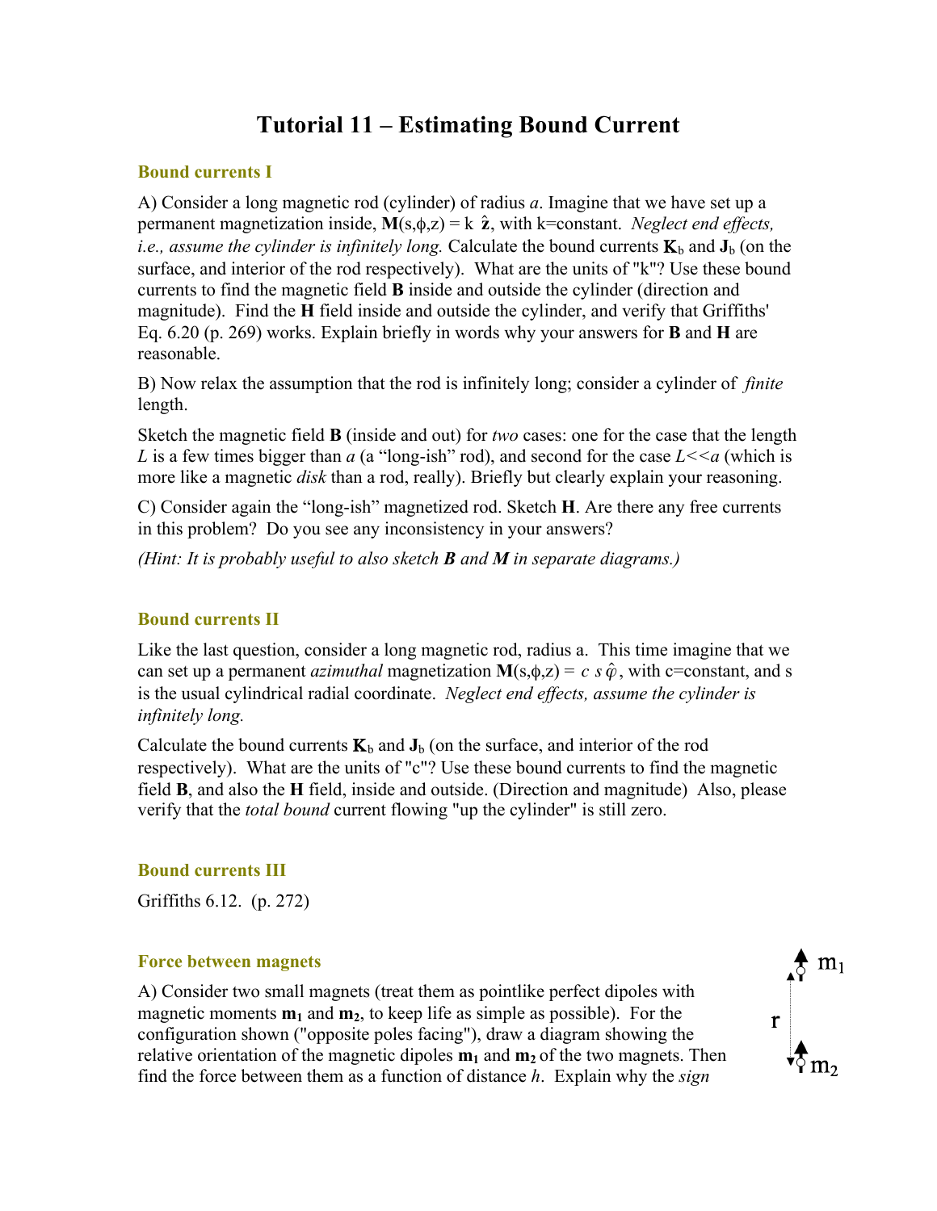# Tutorial 11 – Estimating Bound Current

### Bound currents I

A) Consider a long magnetic rod (cylinder) of radius $a$. Imagine that we have set up a permanent magnetization inside, $\mathbf{M}(s,\phi,z) = k\ \hat{\mathbf{z}}$, with k=constant. *Neglect end effects, i.e., assume the cylinder is infinitely long.* Calculate the bound currents $\mathbf{K}_b$ and $\mathbf{J}_b$ (on the surface, and interior of the rod respectively). What are the units of "k"? Use these bound currents to find the magnetic field **B** inside and outside the cylinder (direction and magnitude). Find the **H** field inside and outside the cylinder, and verify that Griffiths' Eq. 6.20 (p. 269) works. Explain briefly in words why your answers for **B** and **H** are reasonable.

B) Now relax the assumption that the rod is infinitely long; consider a cylinder of *finite* length.

Sketch the magnetic field **B** (inside and out) for *two* cases: one for the case that the length $L$ is a few times bigger than $a$ (a "long-ish" rod), and second for the case $L \ll a$ (which is more like a magnetic *disk* than a rod, really). Briefly but clearly explain your reasoning.

C) Consider again the "long-ish" magnetized rod. Sketch **H**. Are there any free currents in this problem? Do you see any inconsistency in your answers?

*(Hint: It is probably useful to also sketch **B** and **M** in separate diagrams.)*

### Bound currents II

Like the last question, consider a long magnetic rod, radius a. This time imagine that we can set up a permanent *azimuthal* magnetization $\mathbf{M}(s,\phi,z) = c\ s\,\hat{\varphi}$, with c=constant, and s is the usual cylindrical radial coordinate. *Neglect end effects, assume the cylinder is infinitely long.*

Calculate the bound currents $\mathbf{K}_b$ and $\mathbf{J}_b$ (on the surface, and interior of the rod respectively). What are the units of "c"? Use these bound currents to find the magnetic field **B**, and also the **H** field, inside and outside. (Direction and magnitude) Also, please verify that the *total bound* current flowing "up the cylinder" is still zero.

### Bound currents III

Griffiths 6.12. (p. 272)

### Force between magnets

A) Consider two small magnets (treat them as pointlike perfect dipoles with magnetic moments $\mathbf{m_1}$ and $\mathbf{m_2}$, to keep life as simple as possible). For the configuration shown ("opposite poles facing"), draw a diagram showing the relative orientation of the magnetic dipoles $\mathbf{m_1}$ and $\mathbf{m_2}$ of the two magnets. Then find the force between them as a function of distance $h$. Explain why the *sign*

$m_1$

r

$m_2$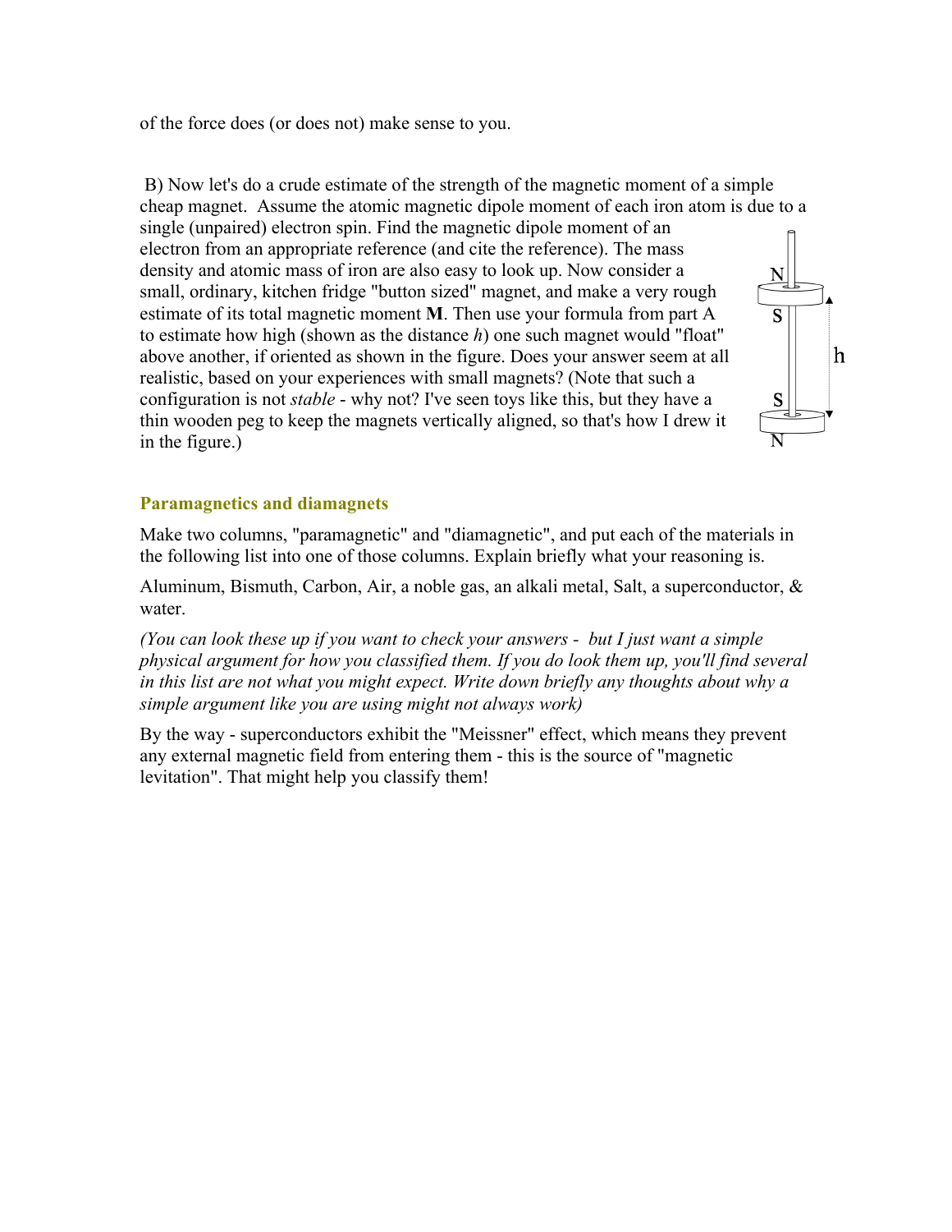of the force does (or does not) make sense to you.

B) Now let's do a crude estimate of the strength of the magnetic moment of a simple cheap magnet. Assume the atomic magnetic dipole moment of each iron atom is due to a single (unpaired) electron spin. Find the magnetic dipole moment of an electron from an appropriate reference (and cite the reference). The mass density and atomic mass of iron are also easy to look up. Now consider a small, ordinary, kitchen fridge "button sized" magnet, and make a very rough estimate of its total magnetic moment **M**. Then use your formula from part A to estimate how high (shown as the distance *h*) one such magnet would "float" above another, if oriented as shown in the figure. Does your answer seem at all realistic, based on your experiences with small magnets? (Note that such a configuration is not *stable* - why not? I've seen toys like this, but they have a thin wooden peg to keep the magnets vertically aligned, so that's how I drew it in the figure.)

N
S
h
S
N

### Paramagnetics and diamagnets

Make two columns, "paramagnetic" and "diamagnetic", and put each of the materials in the following list into one of those columns. Explain briefly what your reasoning is.

Aluminum, Bismuth, Carbon, Air, a noble gas, an alkali metal, Salt, a superconductor, & water.

*(You can look these up if you want to check your answers - but I just want a simple physical argument for how you classified them. If you do look them up, you'll find several in this list are not what you might expect. Write down briefly any thoughts about why a simple argument like you are using might not always work)*

By the way - superconductors exhibit the "Meissner" effect, which means they prevent any external magnetic field from entering them - this is the source of "magnetic levitation". That might help you classify them!